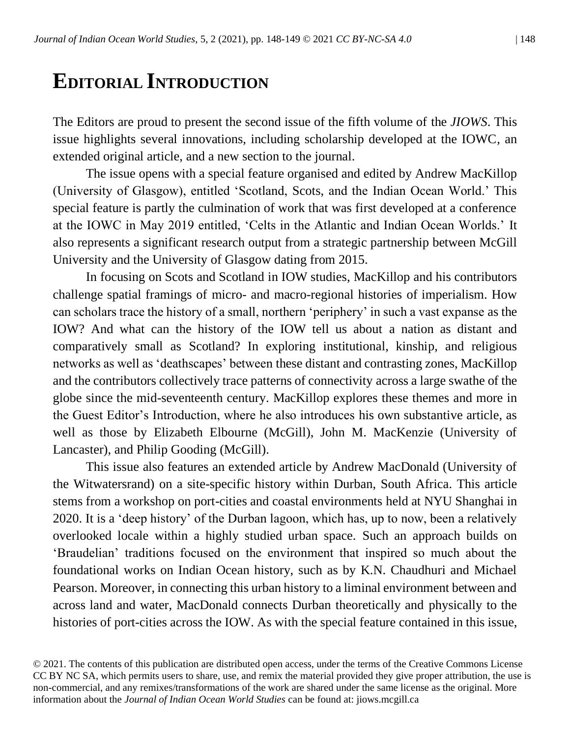# Editorial Introduction

The Editors are proud to present the second issue of the fifth volume of the *JIOWS*. This issue highlights several innovations, including scholarship developed at the IOWC, an extended original article, and a new section to the journal.

The issue opens with a special feature organised and edited by Andrew MacKillop (University of Glasgow), entitled 'Scotland, Scots, and the Indian Ocean World.' This special feature is partly the culmination of work that was first developed at a conference at the IOWC in May 2019 entitled, 'Celts in the Atlantic and Indian Ocean Worlds.' It also represents a significant research output from a strategic partnership between McGill University and the University of Glasgow dating from 2015.

In focusing on Scots and Scotland in IOW studies, MacKillop and his contributors challenge spatial framings of micro- and macro-regional histories of imperialism. How can scholars trace the history of a small, northern 'periphery' in such a vast expanse as the IOW? And what can the history of the IOW tell us about a nation as distant and comparatively small as Scotland? In exploring institutional, kinship, and religious networks as well as 'deathscapes' between these distant and contrasting zones, MacKillop and the contributors collectively trace patterns of connectivity across a large swathe of the globe since the mid-seventeenth century. MacKillop explores these themes and more in the Guest Editor's Introduction, where he also introduces his own substantive article, as well as those by Elizabeth Elbourne (McGill), John M. MacKenzie (University of Lancaster), and Philip Gooding (McGill).

This issue also features an extended article by Andrew MacDonald (University of the Witwatersrand) on a site-specific history within Durban, South Africa. This article stems from a workshop on port-cities and coastal environments held at NYU Shanghai in 2020. It is a 'deep history' of the Durban lagoon, which has, up to now, been a relatively overlooked locale within a highly studied urban space. Such an approach builds on 'Braudelian' traditions focused on the environment that inspired so much about the foundational works on Indian Ocean history, such as by K.N. Chaudhuri and Michael Pearson. Moreover, in connecting this urban history to a liminal environment between and across land and water, MacDonald connects Durban theoretically and physically to the histories of port-cities across the IOW. As with the special feature contained in this issue,

© 2021. The contents of this publication are distributed open access, under the terms of the Creative Commons License CC BY NC SA, which permits users to share, use, and remix the material provided they give proper attribution, the use is non-commercial, and any remixes/transformations of the work are shared under the same license as the original. More information about the *Journal of Indian Ocean World Studies* can be found at: jiows.mcgill.ca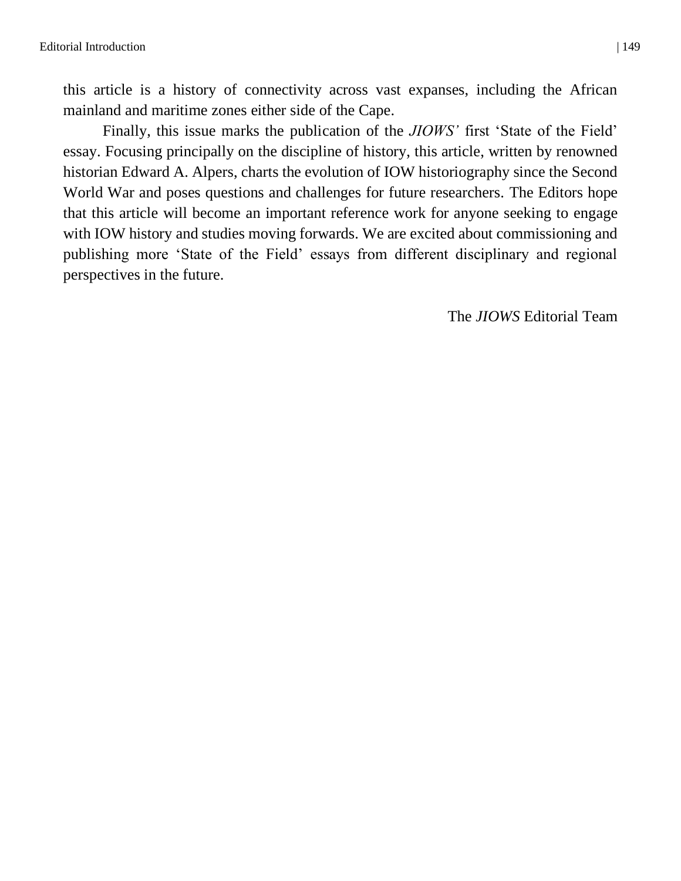this article is a history of connectivity across vast expanses, including the African mainland and maritime zones either side of the Cape.

Finally, this issue marks the publication of the *JIOWS'* first 'State of the Field' essay. Focusing principally on the discipline of history, this article, written by renowned historian Edward A. Alpers, charts the evolution of IOW historiography since the Second World War and poses questions and challenges for future researchers. The Editors hope that this article will become an important reference work for anyone seeking to engage with IOW history and studies moving forwards. We are excited about commissioning and publishing more 'State of the Field' essays from different disciplinary and regional perspectives in the future.

The *JIOWS* Editorial Team